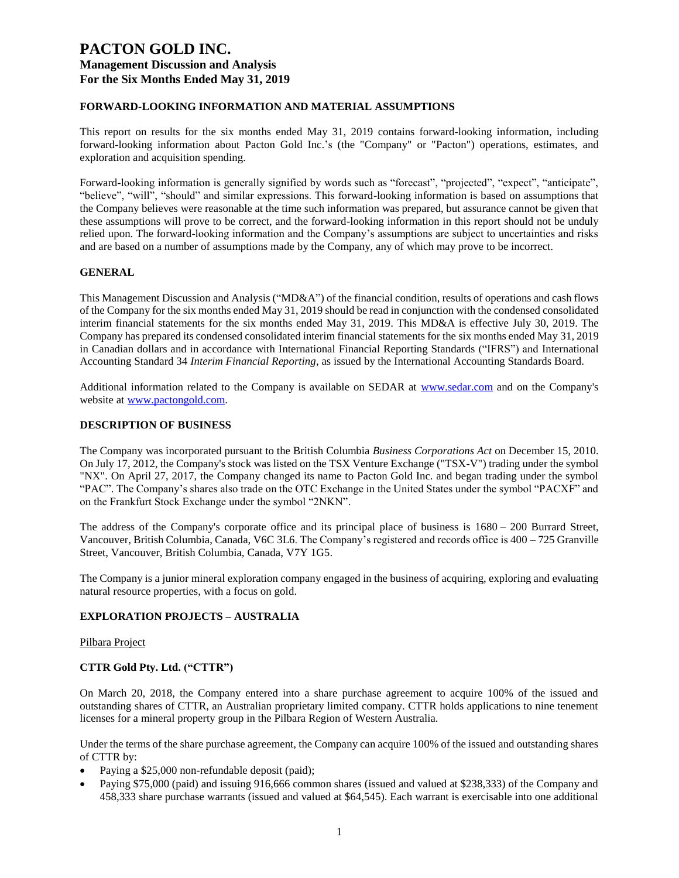# PACTON GOLD INC.

## Management Discussion and Analysis

## For the Six Months Ended May 31, 2019

### FORWARD-LOOKING INFORMATION AND MATERIAL ASSUMPTIONS

This report on results for the six months ended May 31, 2019 contains forward-looking information, including forward-looking information about Pacton Gold Inc.'s (the "Company" or "Pacton") operations, estimates, and exploration and acquisition spending.

Forward-looking information is generally signified by words such as "forecast", "projected", "expect", "anticipate", "believe", "will", "should" and similar expressions. This forward-looking information is based on assumptions that the Company believes were reasonable at the time such information was prepared, but assurance cannot be given that these assumptions will prove to be correct, and the forward-looking information in this report should not be unduly relied upon. The forward-looking information and the Company's assumptions are subject to uncertainties and risks and are based on a number of assumptions made by the Company, any of which may prove to be incorrect.

### GENERAL

This Management Discussion and Analysis ("MD&A") of the financial condition, results of operations and cash flows of the Company for the six months ended May 31, 2019 should be read in conjunction with the condensed consolidated interim financial statements for the six months ended May 31, 2019. This MD&A is effective July 30, 2019. The Company has prepared its condensed consolidated interim financial statements for the six months ended May 31, 2019 in Canadian dollars and in accordance with International Financial Reporting Standards ("IFRS") and International Accounting Standard 34 *Interim Financial Reporting*, as issued by the International Accounting Standards Board.

Additional information related to the Company is available on SEDAR at www.sedar.com and on the Company's website at www.pactongold.com.

### DESCRIPTION OF BUSINESS

The Company was incorporated pursuant to the British Columbia *Business Corporations Act* on December 15, 2010. On July 17, 2012, the Company's stock was listed on the TSX Venture Exchange ("TSX-V") trading under the symbol "NX". On April 27, 2017, the Company changed its name to Pacton Gold Inc. and began trading under the symbol "PAC". The Company's shares also trade on the OTC Exchange in the United States under the symbol "PACXF" and on the Frankfurt Stock Exchange under the symbol "2NKN".

The address of the Company's corporate office and its principal place of business is 1680 – 200 Burrard Street, Vancouver, British Columbia, Canada, V6C 3L6. The Company's registered and records office is 400 – 725 Granville Street, Vancouver, British Columbia, Canada, V7Y 1G5.

The Company is a junior mineral exploration company engaged in the business of acquiring, exploring and evaluating natural resource properties, with a focus on gold.

### EXPLORATION PROJECTS – AUSTRALIA

Pilbara Project

### CTTR Gold Pty. Ltd. ("CTTR")

On March 20, 2018, the Company entered into a share purchase agreement to acquire 100% of the issued and outstanding shares of CTTR, an Australian proprietary limited company. CTTR holds applications to nine tenement licenses for a mineral property group in the Pilbara Region of Western Australia.

Under the terms of the share purchase agreement, the Company can acquire 100% of the issued and outstanding shares of CTTR by:

- Paying a $25,000 non-refundable deposit (paid);
- Paying $75,000 (paid) and issuing 916,666 common shares (issued and valued at $238,333) of the Company and 458,333 share purchase warrants (issued and valued at $64,545). Each warrant is exercisable into one additional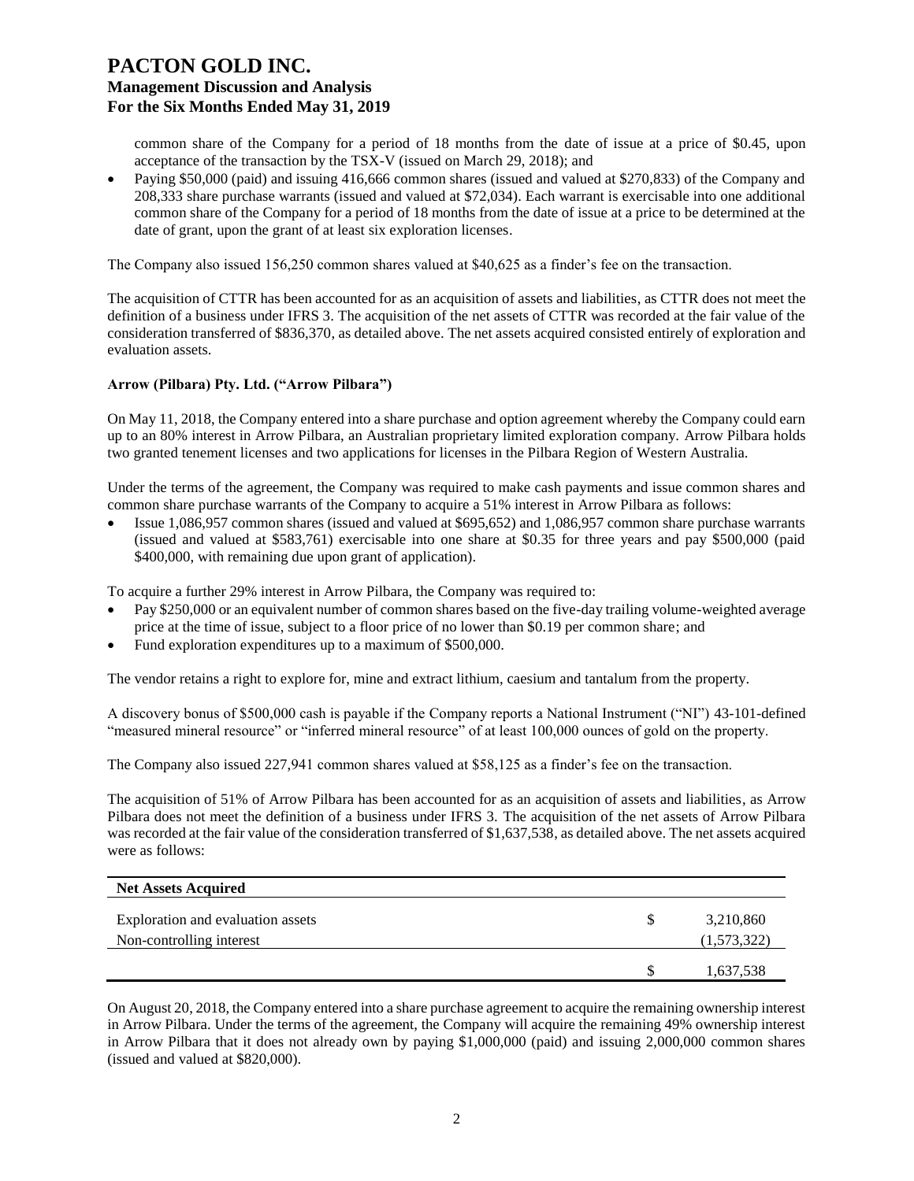common share of the Company for a period of 18 months from the date of issue at a price of $0.45, upon acceptance of the transaction by the TSX-V (issued on March 29, 2018); and

- Paying $50,000 (paid) and issuing 416,666 common shares (issued and valued at $270,833) of the Company and 208,333 share purchase warrants (issued and valued at $72,034). Each warrant is exercisable into one additional common share of the Company for a period of 18 months from the date of issue at a price to be determined at the date of grant, upon the grant of at least six exploration licenses.

The Company also issued 156,250 common shares valued at $40,625 as a finder's fee on the transaction.

The acquisition of CTTR has been accounted for as an acquisition of assets and liabilities, as CTTR does not meet the definition of a business under IFRS 3. The acquisition of the net assets of CTTR was recorded at the fair value of the consideration transferred of $836,370, as detailed above. The net assets acquired consisted entirely of exploration and evaluation assets.

**Arrow (Pilbara) Pty. Ltd. ("Arrow Pilbara")**

On May 11, 2018, the Company entered into a share purchase and option agreement whereby the Company could earn up to an 80% interest in Arrow Pilbara, an Australian proprietary limited exploration company. Arrow Pilbara holds two granted tenement licenses and two applications for licenses in the Pilbara Region of Western Australia.

Under the terms of the agreement, the Company was required to make cash payments and issue common shares and common share purchase warrants of the Company to acquire a 51% interest in Arrow Pilbara as follows:

- Issue 1,086,957 common shares (issued and valued at $695,652) and 1,086,957 common share purchase warrants (issued and valued at $583,761) exercisable into one share at $0.35 for three years and pay $500,000 (paid $400,000, with remaining due upon grant of application).

To acquire a further 29% interest in Arrow Pilbara, the Company was required to:

- Pay $250,000 or an equivalent number of common shares based on the five-day trailing volume-weighted average price at the time of issue, subject to a floor price of no lower than $0.19 per common share; and
- Fund exploration expenditures up to a maximum of $500,000.

The vendor retains a right to explore for, mine and extract lithium, caesium and tantalum from the property.

A discovery bonus of $500,000 cash is payable if the Company reports a National Instrument ("NI") 43-101-defined "measured mineral resource" or "inferred mineral resource" of at least 100,000 ounces of gold on the property.

The Company also issued 227,941 common shares valued at $58,125 as a finder's fee on the transaction.

The acquisition of 51% of Arrow Pilbara has been accounted for as an acquisition of assets and liabilities, as Arrow Pilbara does not meet the definition of a business under IFRS 3. The acquisition of the net assets of Arrow Pilbara was recorded at the fair value of the consideration transferred of $1,637,538, as detailed above. The net assets acquired were as follows:

| **Net Assets Acquired** | | |
|---|---|---|
| Exploration and evaluation assets | $ | 3,210,860 |
| Non-controlling interest | | (1,573,322) |
| | $ | 1,637,538 |

On August 20, 2018, the Company entered into a share purchase agreement to acquire the remaining ownership interest in Arrow Pilbara. Under the terms of the agreement, the Company will acquire the remaining 49% ownership interest in Arrow Pilbara that it does not already own by paying $1,000,000 (paid) and issuing 2,000,000 common shares (issued and valued at $820,000).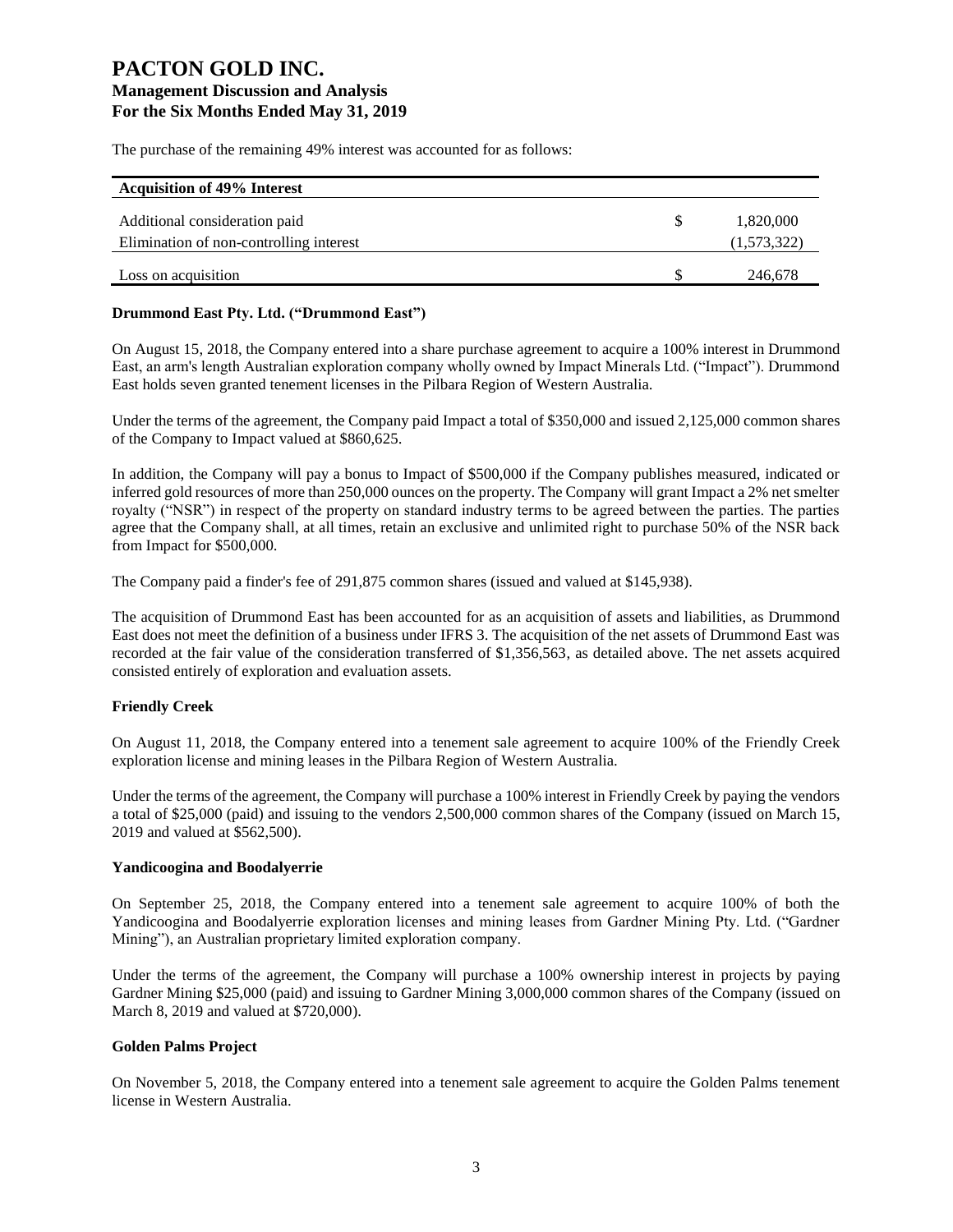The purchase of the remaining 49% interest was accounted for as follows:

| **Acquisition of 49% Interest** | | |
|---|---|---|
| Additional consideration paid | $ | 1,820,000 |
| Elimination of non-controlling interest | | (1,573,322) |
| Loss on acquisition | $ | 246,678 |

**Drummond East Pty. Ltd. ("Drummond East")**

On August 15, 2018, the Company entered into a share purchase agreement to acquire a 100% interest in Drummond East, an arm's length Australian exploration company wholly owned by Impact Minerals Ltd. ("Impact"). Drummond East holds seven granted tenement licenses in the Pilbara Region of Western Australia.

Under the terms of the agreement, the Company paid Impact a total of $350,000 and issued 2,125,000 common shares of the Company to Impact valued at $860,625.

In addition, the Company will pay a bonus to Impact of $500,000 if the Company publishes measured, indicated or inferred gold resources of more than 250,000 ounces on the property. The Company will grant Impact a 2% net smelter royalty ("NSR") in respect of the property on standard industry terms to be agreed between the parties. The parties agree that the Company shall, at all times, retain an exclusive and unlimited right to purchase 50% of the NSR back from Impact for $500,000.

The Company paid a finder's fee of 291,875 common shares (issued and valued at $145,938).

The acquisition of Drummond East has been accounted for as an acquisition of assets and liabilities, as Drummond East does not meet the definition of a business under IFRS 3. The acquisition of the net assets of Drummond East was recorded at the fair value of the consideration transferred of $1,356,563, as detailed above. The net assets acquired consisted entirely of exploration and evaluation assets.

**Friendly Creek**

On August 11, 2018, the Company entered into a tenement sale agreement to acquire 100% of the Friendly Creek exploration license and mining leases in the Pilbara Region of Western Australia.

Under the terms of the agreement, the Company will purchase a 100% interest in Friendly Creek by paying the vendors a total of $25,000 (paid) and issuing to the vendors 2,500,000 common shares of the Company (issued on March 15, 2019 and valued at $562,500).

**Yandicoogina and Boodalyerrie**

On September 25, 2018, the Company entered into a tenement sale agreement to acquire 100% of both the Yandicoogina and Boodalyerrie exploration licenses and mining leases from Gardner Mining Pty. Ltd. ("Gardner Mining"), an Australian proprietary limited exploration company.

Under the terms of the agreement, the Company will purchase a 100% ownership interest in projects by paying Gardner Mining $25,000 (paid) and issuing to Gardner Mining 3,000,000 common shares of the Company (issued on March 8, 2019 and valued at $720,000).

**Golden Palms Project**

On November 5, 2018, the Company entered into a tenement sale agreement to acquire the Golden Palms tenement license in Western Australia.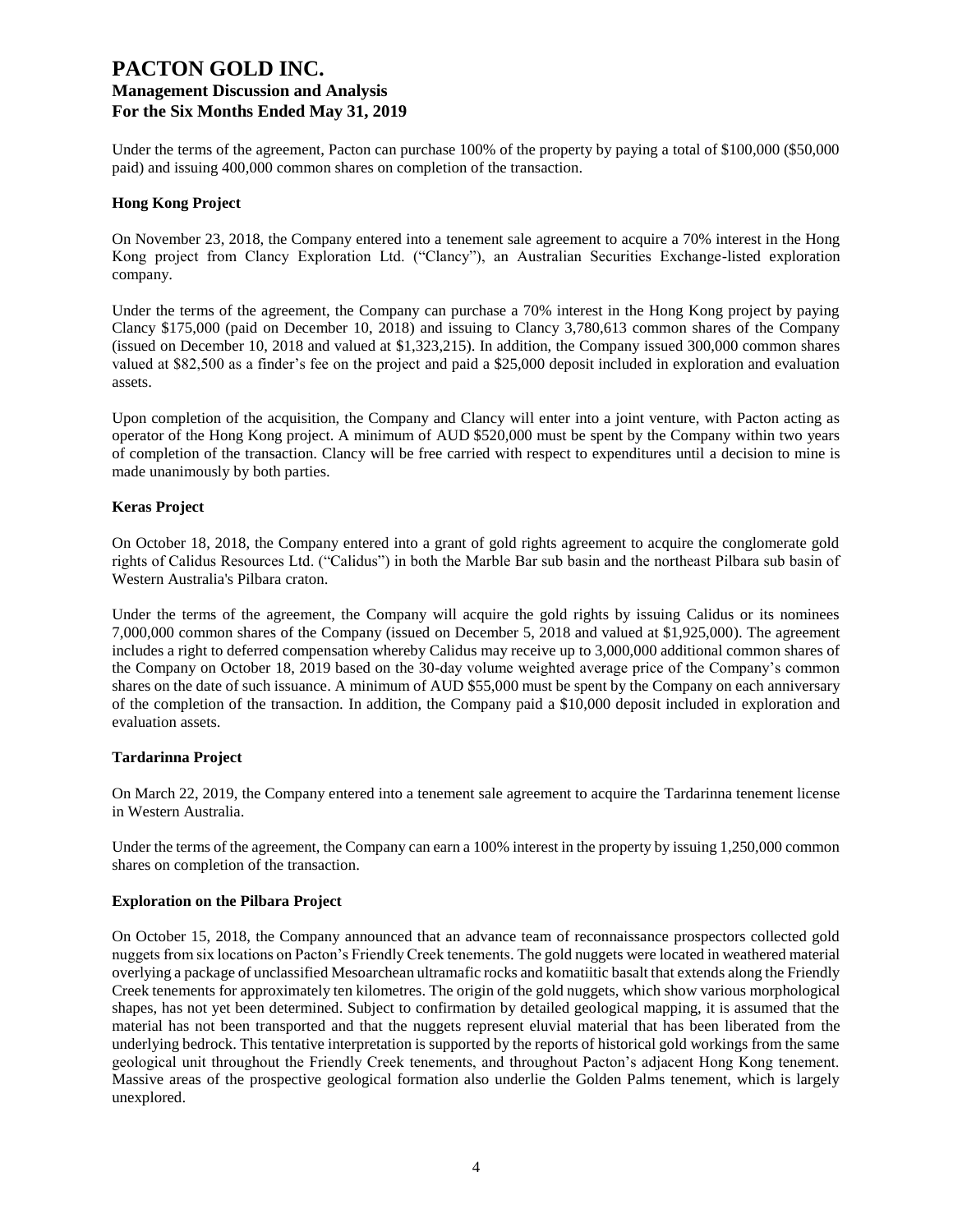Under the terms of the agreement, Pacton can purchase 100% of the property by paying a total of $100,000 ($50,000 paid) and issuing 400,000 common shares on completion of the transaction.

**Hong Kong Project**

On November 23, 2018, the Company entered into a tenement sale agreement to acquire a 70% interest in the Hong Kong project from Clancy Exploration Ltd. ("Clancy"), an Australian Securities Exchange-listed exploration company.

Under the terms of the agreement, the Company can purchase a 70% interest in the Hong Kong project by paying Clancy $175,000 (paid on December 10, 2018) and issuing to Clancy 3,780,613 common shares of the Company (issued on December 10, 2018 and valued at $1,323,215). In addition, the Company issued 300,000 common shares valued at $82,500 as a finder's fee on the project and paid a $25,000 deposit included in exploration and evaluation assets.

Upon completion of the acquisition, the Company and Clancy will enter into a joint venture, with Pacton acting as operator of the Hong Kong project. A minimum of AUD $520,000 must be spent by the Company within two years of completion of the transaction. Clancy will be free carried with respect to expenditures until a decision to mine is made unanimously by both parties.

**Keras Project**

On October 18, 2018, the Company entered into a grant of gold rights agreement to acquire the conglomerate gold rights of Calidus Resources Ltd. ("Calidus") in both the Marble Bar sub basin and the northeast Pilbara sub basin of Western Australia's Pilbara craton.

Under the terms of the agreement, the Company will acquire the gold rights by issuing Calidus or its nominees 7,000,000 common shares of the Company (issued on December 5, 2018 and valued at $1,925,000). The agreement includes a right to deferred compensation whereby Calidus may receive up to 3,000,000 additional common shares of the Company on October 18, 2019 based on the 30-day volume weighted average price of the Company's common shares on the date of such issuance. A minimum of AUD $55,000 must be spent by the Company on each anniversary of the completion of the transaction. In addition, the Company paid a $10,000 deposit included in exploration and evaluation assets.

**Tardarinna Project**

On March 22, 2019, the Company entered into a tenement sale agreement to acquire the Tardarinna tenement license in Western Australia.

Under the terms of the agreement, the Company can earn a 100% interest in the property by issuing 1,250,000 common shares on completion of the transaction.

**Exploration on the Pilbara Project**

On October 15, 2018, the Company announced that an advance team of reconnaissance prospectors collected gold nuggets from six locations on Pacton's Friendly Creek tenements. The gold nuggets were located in weathered material overlying a package of unclassified Mesoarchean ultramafic rocks and komatiitic basalt that extends along the Friendly Creek tenements for approximately ten kilometres. The origin of the gold nuggets, which show various morphological shapes, has not yet been determined. Subject to confirmation by detailed geological mapping, it is assumed that the material has not been transported and that the nuggets represent eluvial material that has been liberated from the underlying bedrock. This tentative interpretation is supported by the reports of historical gold workings from the same geological unit throughout the Friendly Creek tenements, and throughout Pacton's adjacent Hong Kong tenement. Massive areas of the prospective geological formation also underlie the Golden Palms tenement, which is largely unexplored.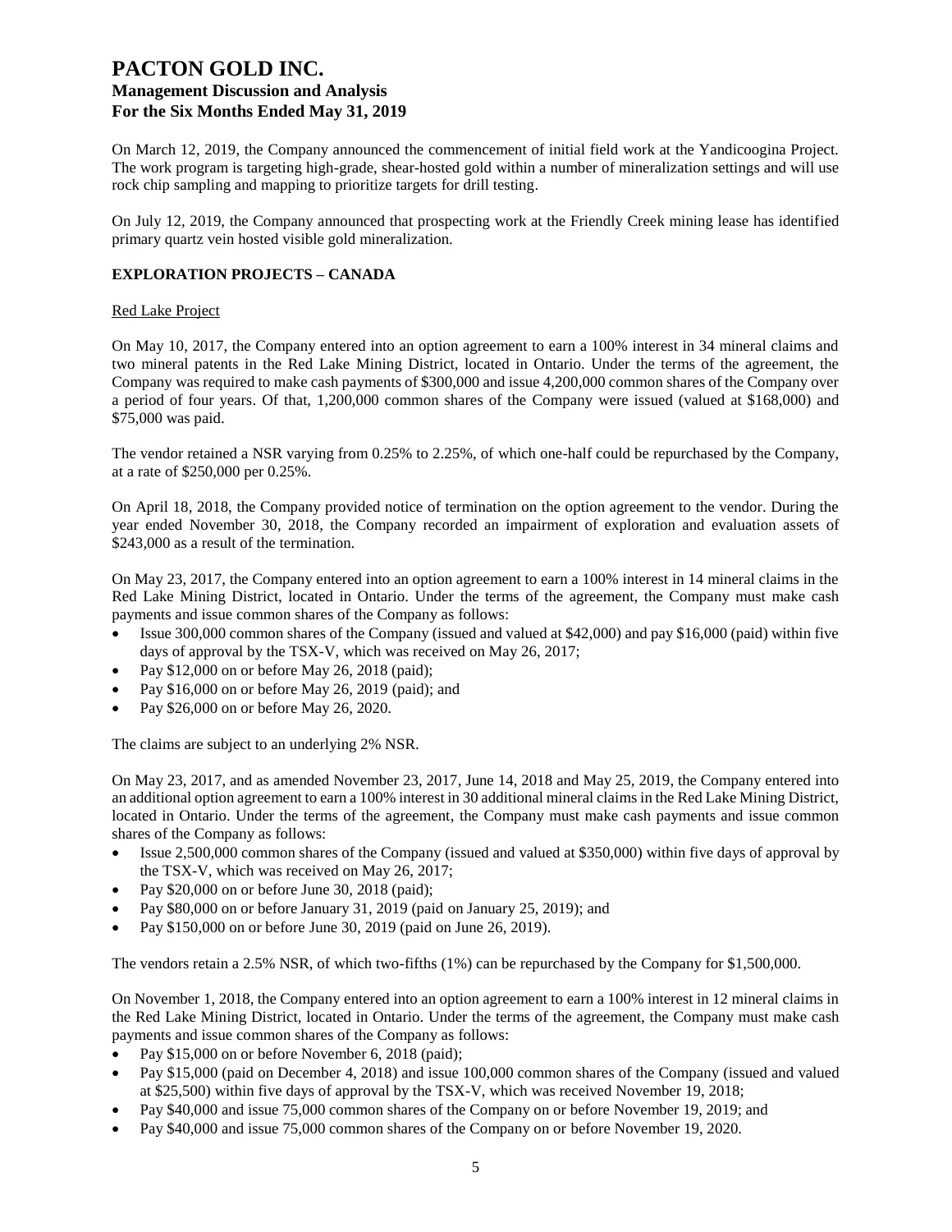On March 12, 2019, the Company announced the commencement of initial field work at the Yandicoogina Project. The work program is targeting high-grade, shear-hosted gold within a number of mineralization settings and will use rock chip sampling and mapping to prioritize targets for drill testing.

On July 12, 2019, the Company announced that prospecting work at the Friendly Creek mining lease has identified primary quartz vein hosted visible gold mineralization.

## EXPLORATION PROJECTS – CANADA

Red Lake Project

On May 10, 2017, the Company entered into an option agreement to earn a 100% interest in 34 mineral claims and two mineral patents in the Red Lake Mining District, located in Ontario. Under the terms of the agreement, the Company was required to make cash payments of $300,000 and issue 4,200,000 common shares of the Company over a period of four years. Of that, 1,200,000 common shares of the Company were issued (valued at $168,000) and $75,000 was paid.

The vendor retained a NSR varying from 0.25% to 2.25%, of which one-half could be repurchased by the Company, at a rate of $250,000 per 0.25%.

On April 18, 2018, the Company provided notice of termination on the option agreement to the vendor. During the year ended November 30, 2018, the Company recorded an impairment of exploration and evaluation assets of $243,000 as a result of the termination.

On May 23, 2017, the Company entered into an option agreement to earn a 100% interest in 14 mineral claims in the Red Lake Mining District, located in Ontario. Under the terms of the agreement, the Company must make cash payments and issue common shares of the Company as follows:

- Issue 300,000 common shares of the Company (issued and valued at $42,000) and pay $16,000 (paid) within five days of approval by the TSX-V, which was received on May 26, 2017;
- Pay $12,000 on or before May 26, 2018 (paid);
- Pay $16,000 on or before May 26, 2019 (paid); and
- Pay $26,000 on or before May 26, 2020.

The claims are subject to an underlying 2% NSR.

On May 23, 2017, and as amended November 23, 2017, June 14, 2018 and May 25, 2019, the Company entered into an additional option agreement to earn a 100% interest in 30 additional mineral claims in the Red Lake Mining District, located in Ontario. Under the terms of the agreement, the Company must make cash payments and issue common shares of the Company as follows:

- Issue 2,500,000 common shares of the Company (issued and valued at $350,000) within five days of approval by the TSX-V, which was received on May 26, 2017;
- Pay $20,000 on or before June 30, 2018 (paid);
- Pay $80,000 on or before January 31, 2019 (paid on January 25, 2019); and
- Pay $150,000 on or before June 30, 2019 (paid on June 26, 2019).

The vendors retain a 2.5% NSR, of which two-fifths (1%) can be repurchased by the Company for $1,500,000.

On November 1, 2018, the Company entered into an option agreement to earn a 100% interest in 12 mineral claims in the Red Lake Mining District, located in Ontario. Under the terms of the agreement, the Company must make cash payments and issue common shares of the Company as follows:

- Pay $15,000 on or before November 6, 2018 (paid);
- Pay $15,000 (paid on December 4, 2018) and issue 100,000 common shares of the Company (issued and valued at $25,500) within five days of approval by the TSX-V, which was received November 19, 2018;
- Pay $40,000 and issue 75,000 common shares of the Company on or before November 19, 2019; and
- Pay $40,000 and issue 75,000 common shares of the Company on or before November 19, 2020.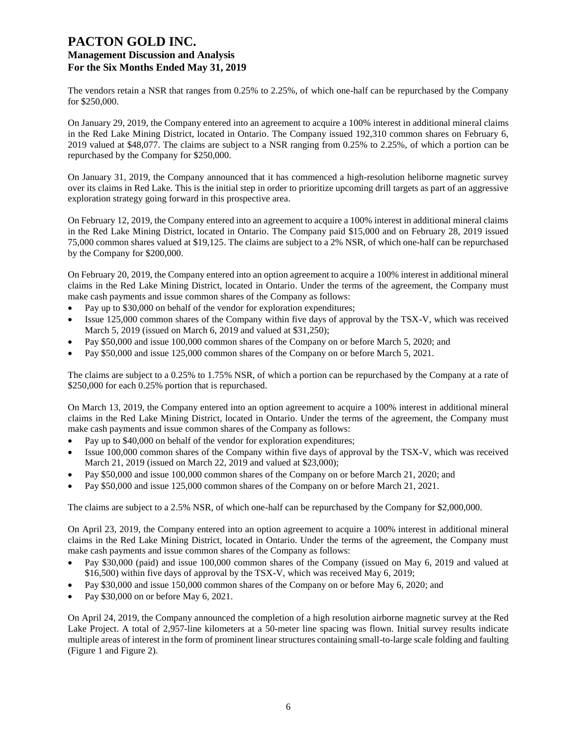The vendors retain a NSR that ranges from 0.25% to 2.25%, of which one-half can be repurchased by the Company for $250,000.

On January 29, 2019, the Company entered into an agreement to acquire a 100% interest in additional mineral claims in the Red Lake Mining District, located in Ontario. The Company issued 192,310 common shares on February 6, 2019 valued at $48,077. The claims are subject to a NSR ranging from 0.25% to 2.25%, of which a portion can be repurchased by the Company for $250,000.

On January 31, 2019, the Company announced that it has commenced a high-resolution heliborne magnetic survey over its claims in Red Lake. This is the initial step in order to prioritize upcoming drill targets as part of an aggressive exploration strategy going forward in this prospective area.

On February 12, 2019, the Company entered into an agreement to acquire a 100% interest in additional mineral claims in the Red Lake Mining District, located in Ontario. The Company paid $15,000 and on February 28, 2019 issued 75,000 common shares valued at $19,125. The claims are subject to a 2% NSR, of which one-half can be repurchased by the Company for $200,000.

On February 20, 2019, the Company entered into an option agreement to acquire a 100% interest in additional mineral claims in the Red Lake Mining District, located in Ontario. Under the terms of the agreement, the Company must make cash payments and issue common shares of the Company as follows:

- Pay up to $30,000 on behalf of the vendor for exploration expenditures;
- Issue 125,000 common shares of the Company within five days of approval by the TSX-V, which was received March 5, 2019 (issued on March 6, 2019 and valued at $31,250);
- Pay $50,000 and issue 100,000 common shares of the Company on or before March 5, 2020; and
- Pay $50,000 and issue 125,000 common shares of the Company on or before March 5, 2021.

The claims are subject to a 0.25% to 1.75% NSR, of which a portion can be repurchased by the Company at a rate of $250,000 for each 0.25% portion that is repurchased.

On March 13, 2019, the Company entered into an option agreement to acquire a 100% interest in additional mineral claims in the Red Lake Mining District, located in Ontario. Under the terms of the agreement, the Company must make cash payments and issue common shares of the Company as follows:

- Pay up to $40,000 on behalf of the vendor for exploration expenditures;
- Issue 100,000 common shares of the Company within five days of approval by the TSX-V, which was received March 21, 2019 (issued on March 22, 2019 and valued at $23,000);
- Pay $50,000 and issue 100,000 common shares of the Company on or before March 21, 2020; and
- Pay $50,000 and issue 125,000 common shares of the Company on or before March 21, 2021.

The claims are subject to a 2.5% NSR, of which one-half can be repurchased by the Company for $2,000,000.

On April 23, 2019, the Company entered into an option agreement to acquire a 100% interest in additional mineral claims in the Red Lake Mining District, located in Ontario. Under the terms of the agreement, the Company must make cash payments and issue common shares of the Company as follows:

- Pay $30,000 (paid) and issue 100,000 common shares of the Company (issued on May 6, 2019 and valued at $16,500) within five days of approval by the TSX-V, which was received May 6, 2019;
- Pay $30,000 and issue 150,000 common shares of the Company on or before May 6, 2020; and
- Pay $30,000 on or before May 6, 2021.

On April 24, 2019, the Company announced the completion of a high resolution airborne magnetic survey at the Red Lake Project. A total of 2,957-line kilometers at a 50-meter line spacing was flown. Initial survey results indicate multiple areas of interest in the form of prominent linear structures containing small-to-large scale folding and faulting (Figure 1 and Figure 2).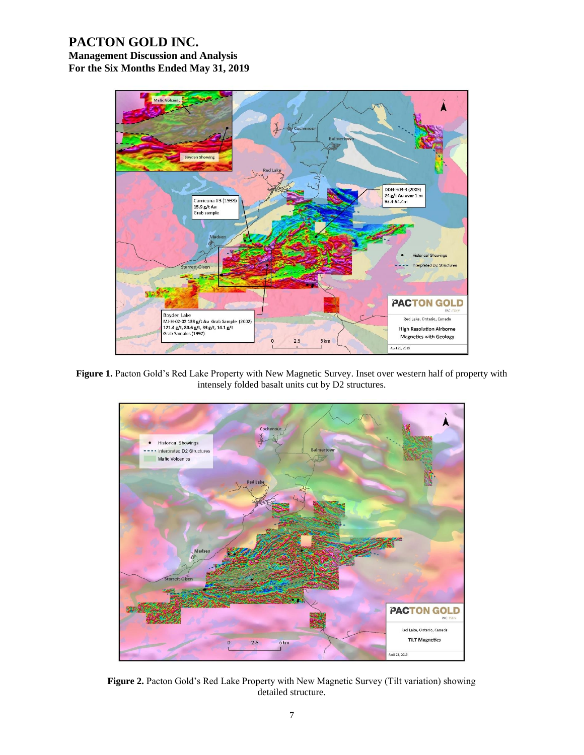**Figure 1.** Pacton Gold's Red Lake Property with New Magnetic Survey. Inset over western half of property with intensely folded basalt units cut by D2 structures.

**Figure 2.** Pacton Gold's Red Lake Property with New Magnetic Survey (Tilt variation) showing detailed structure.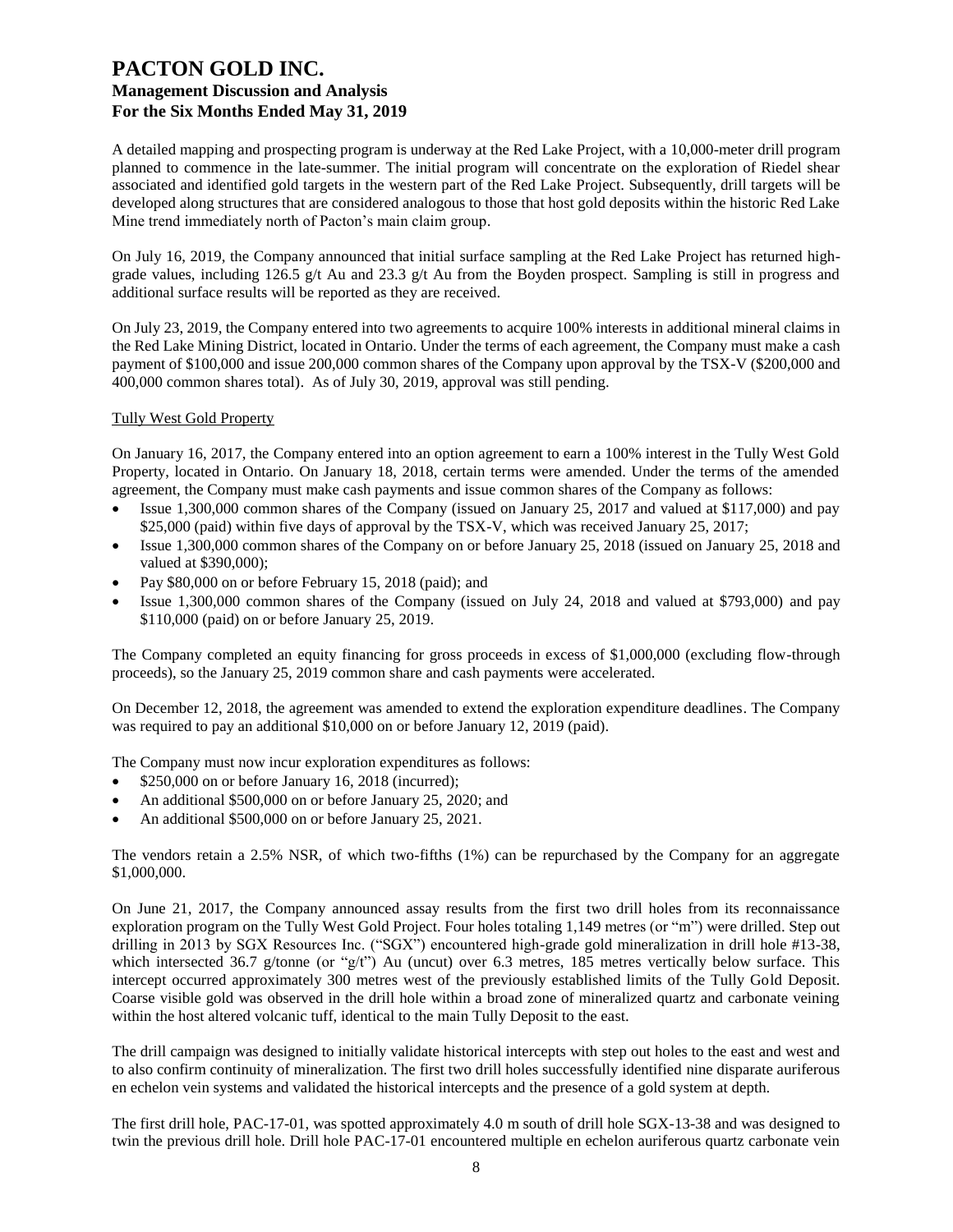A detailed mapping and prospecting program is underway at the Red Lake Project, with a 10,000-meter drill program planned to commence in the late-summer. The initial program will concentrate on the exploration of Riedel shear associated and identified gold targets in the western part of the Red Lake Project. Subsequently, drill targets will be developed along structures that are considered analogous to those that host gold deposits within the historic Red Lake Mine trend immediately north of Pacton's main claim group.

On July 16, 2019, the Company announced that initial surface sampling at the Red Lake Project has returned high-grade values, including 126.5 g/t Au and 23.3 g/t Au from the Boyden prospect. Sampling is still in progress and additional surface results will be reported as they are received.

On July 23, 2019, the Company entered into two agreements to acquire 100% interests in additional mineral claims in the Red Lake Mining District, located in Ontario. Under the terms of each agreement, the Company must make a cash payment of $100,000 and issue 200,000 common shares of the Company upon approval by the TSX-V ($200,000 and 400,000 common shares total). As of July 30, 2019, approval was still pending.

### Tully West Gold Property

On January 16, 2017, the Company entered into an option agreement to earn a 100% interest in the Tully West Gold Property, located in Ontario. On January 18, 2018, certain terms were amended. Under the terms of the amended agreement, the Company must make cash payments and issue common shares of the Company as follows:

- Issue 1,300,000 common shares of the Company (issued on January 25, 2017 and valued at $117,000) and pay $25,000 (paid) within five days of approval by the TSX-V, which was received January 25, 2017;
- Issue 1,300,000 common shares of the Company on or before January 25, 2018 (issued on January 25, 2018 and valued at $390,000);
- Pay $80,000 on or before February 15, 2018 (paid); and
- Issue 1,300,000 common shares of the Company (issued on July 24, 2018 and valued at $793,000) and pay $110,000 (paid) on or before January 25, 2019.

The Company completed an equity financing for gross proceeds in excess of $1,000,000 (excluding flow-through proceeds), so the January 25, 2019 common share and cash payments were accelerated.

On December 12, 2018, the agreement was amended to extend the exploration expenditure deadlines. The Company was required to pay an additional $10,000 on or before January 12, 2019 (paid).

The Company must now incur exploration expenditures as follows:

- $250,000 on or before January 16, 2018 (incurred);
- An additional $500,000 on or before January 25, 2020; and
- An additional $500,000 on or before January 25, 2021.

The vendors retain a 2.5% NSR, of which two-fifths (1%) can be repurchased by the Company for an aggregate $1,000,000.

On June 21, 2017, the Company announced assay results from the first two drill holes from its reconnaissance exploration program on the Tully West Gold Project. Four holes totaling 1,149 metres (or "m") were drilled. Step out drilling in 2013 by SGX Resources Inc. ("SGX") encountered high-grade gold mineralization in drill hole #13-38, which intersected 36.7 g/tonne (or "g/t") Au (uncut) over 6.3 metres, 185 metres vertically below surface. This intercept occurred approximately 300 metres west of the previously established limits of the Tully Gold Deposit. Coarse visible gold was observed in the drill hole within a broad zone of mineralized quartz and carbonate veining within the host altered volcanic tuff, identical to the main Tully Deposit to the east.

The drill campaign was designed to initially validate historical intercepts with step out holes to the east and west and to also confirm continuity of mineralization. The first two drill holes successfully identified nine disparate auriferous en echelon vein systems and validated the historical intercepts and the presence of a gold system at depth.

The first drill hole, PAC-17-01, was spotted approximately 4.0 m south of drill hole SGX-13-38 and was designed to twin the previous drill hole. Drill hole PAC-17-01 encountered multiple en echelon auriferous quartz carbonate vein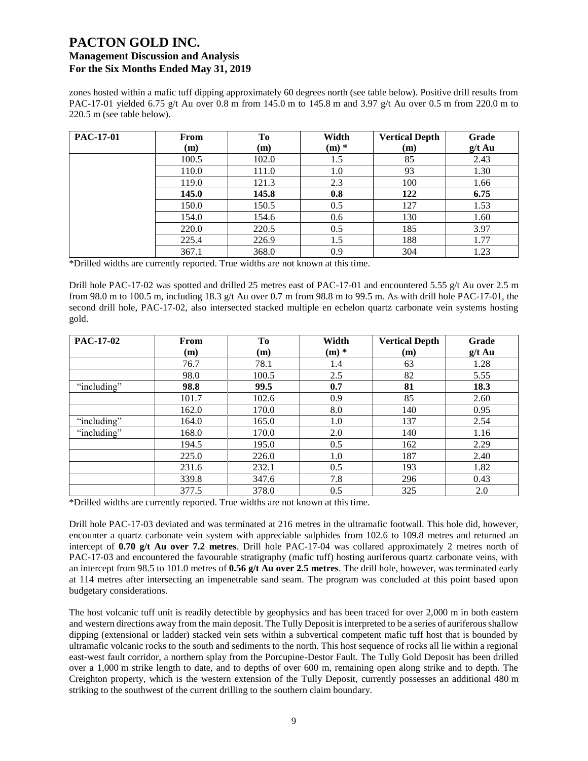zones hosted within a mafic tuff dipping approximately 60 degrees north (see table below). Positive drill results from PAC-17-01 yielded 6.75 g/t Au over 0.8 m from 145.0 m to 145.8 m and 3.97 g/t Au over 0.5 m from 220.0 m to 220.5 m (see table below).

| PAC-17-01 | From (m) | To (m) | Width (m) * | Vertical Depth (m) | Grade g/t Au |
|---|---|---|---|---|---|
| | 100.5 | 102.0 | 1.5 | 85 | 2.43 |
| | 110.0 | 111.0 | 1.0 | 93 | 1.30 |
| | 119.0 | 121.3 | 2.3 | 100 | 1.66 |
| | **145.0** | **145.8** | **0.8** | **122** | **6.75** |
| | 150.0 | 150.5 | 0.5 | 127 | 1.53 |
| | 154.0 | 154.6 | 0.6 | 130 | 1.60 |
| | 220.0 | 220.5 | 0.5 | 185 | 3.97 |
| | 225.4 | 226.9 | 1.5 | 188 | 1.77 |
| | 367.1 | 368.0 | 0.9 | 304 | 1.23 |

*Drilled widths are currently reported. True widths are not known at this time.

Drill hole PAC-17-02 was spotted and drilled 25 metres east of PAC-17-01 and encountered 5.55 g/t Au over 2.5 m from 98.0 m to 100.5 m, including 18.3 g/t Au over 0.7 m from 98.8 m to 99.5 m. As with drill hole PAC-17-01, the second drill hole, PAC-17-02, also intersected stacked multiple en echelon quartz carbonate vein systems hosting gold.

| PAC-17-02 | From (m) | To (m) | Width (m) * | Vertical Depth (m) | Grade g/t Au |
|---|---|---|---|---|---|
| | 76.7 | 78.1 | 1.4 | 63 | 1.28 |
| | 98.0 | 100.5 | 2.5 | 82 | 5.55 |
| "including" | **98.8** | **99.5** | **0.7** | **81** | **18.3** |
| | 101.7 | 102.6 | 0.9 | 85 | 2.60 |
| | 162.0 | 170.0 | 8.0 | 140 | 0.95 |
| "including" | 164.0 | 165.0 | 1.0 | 137 | 2.54 |
| "including" | 168.0 | 170.0 | 2.0 | 140 | 1.16 |
| | 194.5 | 195.0 | 0.5 | 162 | 2.29 |
| | 225.0 | 226.0 | 1.0 | 187 | 2.40 |
| | 231.6 | 232.1 | 0.5 | 193 | 1.82 |
| | 339.8 | 347.6 | 7.8 | 296 | 0.43 |
| | 377.5 | 378.0 | 0.5 | 325 | 2.0 |

*Drilled widths are currently reported. True widths are not known at this time.

Drill hole PAC-17-03 deviated and was terminated at 216 metres in the ultramafic footwall. This hole did, however, encounter a quartz carbonate vein system with appreciable sulphides from 102.6 to 109.8 metres and returned an intercept of **0.70 g/t Au over 7.2 metres**. Drill hole PAC-17-04 was collared approximately 2 metres north of PAC-17-03 and encountered the favourable stratigraphy (mafic tuff) hosting auriferous quartz carbonate veins, with an intercept from 98.5 to 101.0 metres of **0.56 g/t Au over 2.5 metres**. The drill hole, however, was terminated early at 114 metres after intersecting an impenetrable sand seam. The program was concluded at this point based upon budgetary considerations.

The host volcanic tuff unit is readily detectible by geophysics and has been traced for over 2,000 m in both eastern and western directions away from the main deposit. The Tully Deposit is interpreted to be a series of auriferous shallow dipping (extensional or ladder) stacked vein sets within a subvertical competent mafic tuff host that is bounded by ultramafic volcanic rocks to the south and sediments to the north. This host sequence of rocks all lie within a regional east-west fault corridor, a northern splay from the Porcupine-Destor Fault. The Tully Gold Deposit has been drilled over a 1,000 m strike length to date, and to depths of over 600 m, remaining open along strike and to depth. The Creighton property, which is the western extension of the Tully Deposit, currently possesses an additional 480 m striking to the southwest of the current drilling to the southern claim boundary.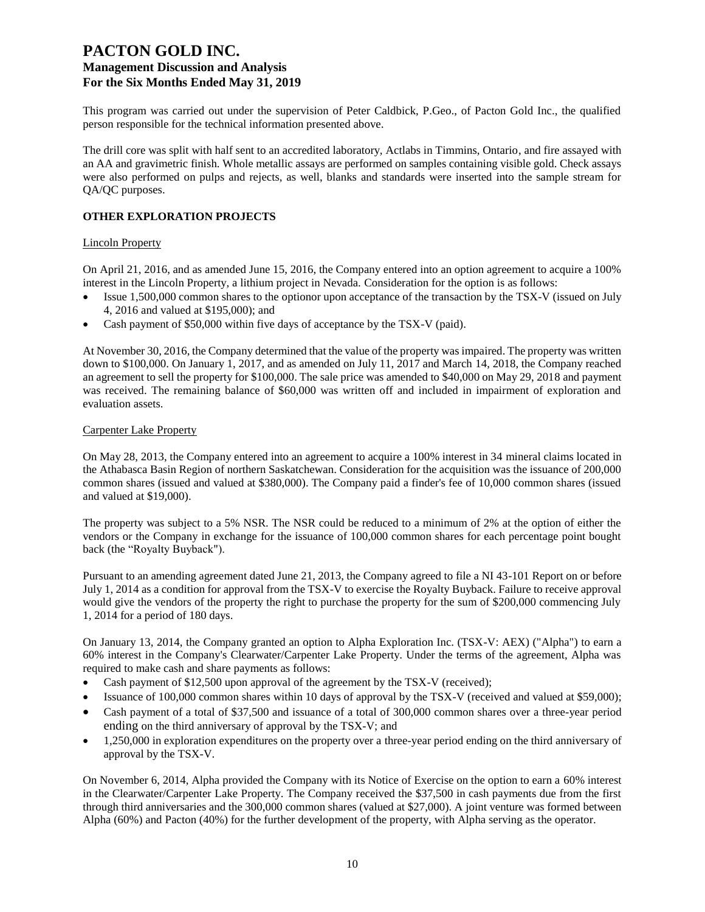This program was carried out under the supervision of Peter Caldbick, P.Geo., of Pacton Gold Inc., the qualified person responsible for the technical information presented above.

The drill core was split with half sent to an accredited laboratory, Actlabs in Timmins, Ontario, and fire assayed with an AA and gravimetric finish. Whole metallic assays are performed on samples containing visible gold. Check assays were also performed on pulps and rejects, as well, blanks and standards were inserted into the sample stream for QA/QC purposes.

## OTHER EXPLORATION PROJECTS

### Lincoln Property

On April 21, 2016, and as amended June 15, 2016, the Company entered into an option agreement to acquire a 100% interest in the Lincoln Property, a lithium project in Nevada. Consideration for the option is as follows:

- Issue 1,500,000 common shares to the optionor upon acceptance of the transaction by the TSX-V (issued on July 4, 2016 and valued at $195,000); and
- Cash payment of $50,000 within five days of acceptance by the TSX-V (paid).

At November 30, 2016, the Company determined that the value of the property was impaired. The property was written down to $100,000. On January 1, 2017, and as amended on July 11, 2017 and March 14, 2018, the Company reached an agreement to sell the property for $100,000. The sale price was amended to $40,000 on May 29, 2018 and payment was received. The remaining balance of $60,000 was written off and included in impairment of exploration and evaluation assets.

### Carpenter Lake Property

On May 28, 2013, the Company entered into an agreement to acquire a 100% interest in 34 mineral claims located in the Athabasca Basin Region of northern Saskatchewan. Consideration for the acquisition was the issuance of 200,000 common shares (issued and valued at $380,000). The Company paid a finder's fee of 10,000 common shares (issued and valued at $19,000).

The property was subject to a 5% NSR. The NSR could be reduced to a minimum of 2% at the option of either the vendors or the Company in exchange for the issuance of 100,000 common shares for each percentage point bought back (the "Royalty Buyback").

Pursuant to an amending agreement dated June 21, 2013, the Company agreed to file a NI 43-101 Report on or before July 1, 2014 as a condition for approval from the TSX-V to exercise the Royalty Buyback. Failure to receive approval would give the vendors of the property the right to purchase the property for the sum of $200,000 commencing July 1, 2014 for a period of 180 days.

On January 13, 2014, the Company granted an option to Alpha Exploration Inc. (TSX-V: AEX) ("Alpha") to earn a 60% interest in the Company's Clearwater/Carpenter Lake Property. Under the terms of the agreement, Alpha was required to make cash and share payments as follows:

- Cash payment of $12,500 upon approval of the agreement by the TSX-V (received);
- Issuance of 100,000 common shares within 10 days of approval by the TSX-V (received and valued at $59,000);
- Cash payment of a total of $37,500 and issuance of a total of 300,000 common shares over a three-year period ending on the third anniversary of approval by the TSX-V; and
- 1,250,000 in exploration expenditures on the property over a three-year period ending on the third anniversary of approval by the TSX-V.

On November 6, 2014, Alpha provided the Company with its Notice of Exercise on the option to earn a 60% interest in the Clearwater/Carpenter Lake Property. The Company received the $37,500 in cash payments due from the first through third anniversaries and the 300,000 common shares (valued at $27,000). A joint venture was formed between Alpha (60%) and Pacton (40%) for the further development of the property, with Alpha serving as the operator.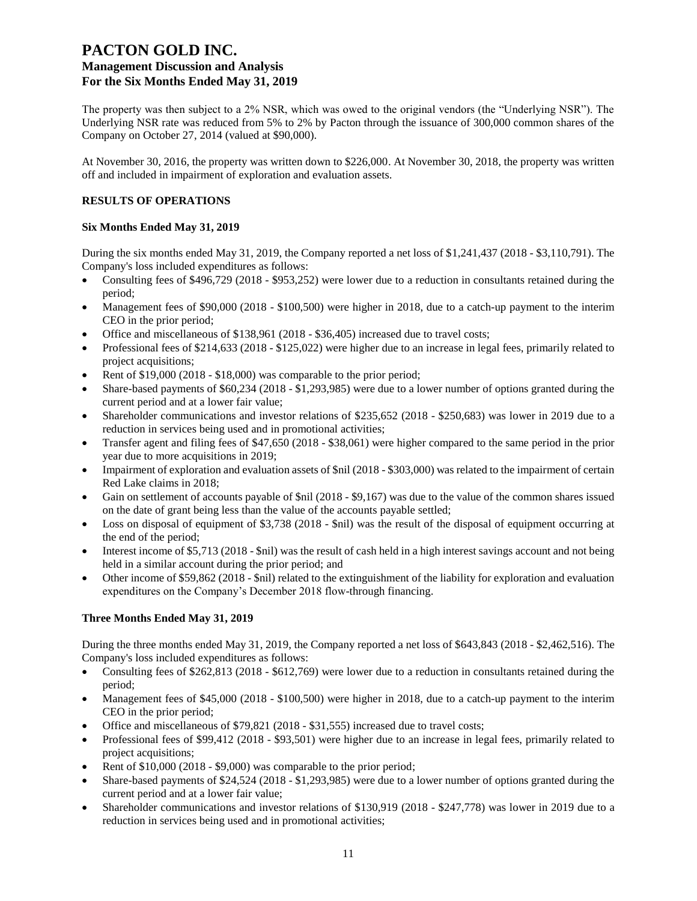The property was then subject to a 2% NSR, which was owed to the original vendors (the "Underlying NSR"). The Underlying NSR rate was reduced from 5% to 2% by Pacton through the issuance of 300,000 common shares of the Company on October 27, 2014 (valued at $90,000).

At November 30, 2016, the property was written down to $226,000. At November 30, 2018, the property was written off and included in impairment of exploration and evaluation assets.

## RESULTS OF OPERATIONS

### Six Months Ended May 31, 2019

During the six months ended May 31, 2019, the Company reported a net loss of $1,241,437 (2018 - $3,110,791). The Company's loss included expenditures as follows:

- Consulting fees of $496,729 (2018 - $953,252) were lower due to a reduction in consultants retained during the period;
- Management fees of $90,000 (2018 - $100,500) were higher in 2018, due to a catch-up payment to the interim CEO in the prior period;
- Office and miscellaneous of $138,961 (2018 - $36,405) increased due to travel costs;
- Professional fees of $214,633 (2018 - $125,022) were higher due to an increase in legal fees, primarily related to project acquisitions;
- Rent of $19,000 (2018 - $18,000) was comparable to the prior period;
- Share-based payments of $60,234 (2018 - $1,293,985) were due to a lower number of options granted during the current period and at a lower fair value;
- Shareholder communications and investor relations of $235,652 (2018 - $250,683) was lower in 2019 due to a reduction in services being used and in promotional activities;
- Transfer agent and filing fees of $47,650 (2018 - $38,061) were higher compared to the same period in the prior year due to more acquisitions in 2019;
- Impairment of exploration and evaluation assets of $nil (2018 - $303,000) was related to the impairment of certain Red Lake claims in 2018;
- Gain on settlement of accounts payable of $nil (2018 - $9,167) was due to the value of the common shares issued on the date of grant being less than the value of the accounts payable settled;
- Loss on disposal of equipment of $3,738 (2018 - $nil) was the result of the disposal of equipment occurring at the end of the period;
- Interest income of $5,713 (2018 - $nil) was the result of cash held in a high interest savings account and not being held in a similar account during the prior period; and
- Other income of $59,862 (2018 - $nil) related to the extinguishment of the liability for exploration and evaluation expenditures on the Company's December 2018 flow-through financing.

### Three Months Ended May 31, 2019

During the three months ended May 31, 2019, the Company reported a net loss of $643,843 (2018 - $2,462,516). The Company's loss included expenditures as follows:

- Consulting fees of $262,813 (2018 - $612,769) were lower due to a reduction in consultants retained during the period;
- Management fees of $45,000 (2018 - $100,500) were higher in 2018, due to a catch-up payment to the interim CEO in the prior period;
- Office and miscellaneous of $79,821 (2018 - $31,555) increased due to travel costs;
- Professional fees of $99,412 (2018 - $93,501) were higher due to an increase in legal fees, primarily related to project acquisitions;
- Rent of $10,000 (2018 - $9,000) was comparable to the prior period;
- Share-based payments of $24,524 (2018 - $1,293,985) were due to a lower number of options granted during the current period and at a lower fair value;
- Shareholder communications and investor relations of $130,919 (2018 - $247,778) was lower in 2019 due to a reduction in services being used and in promotional activities;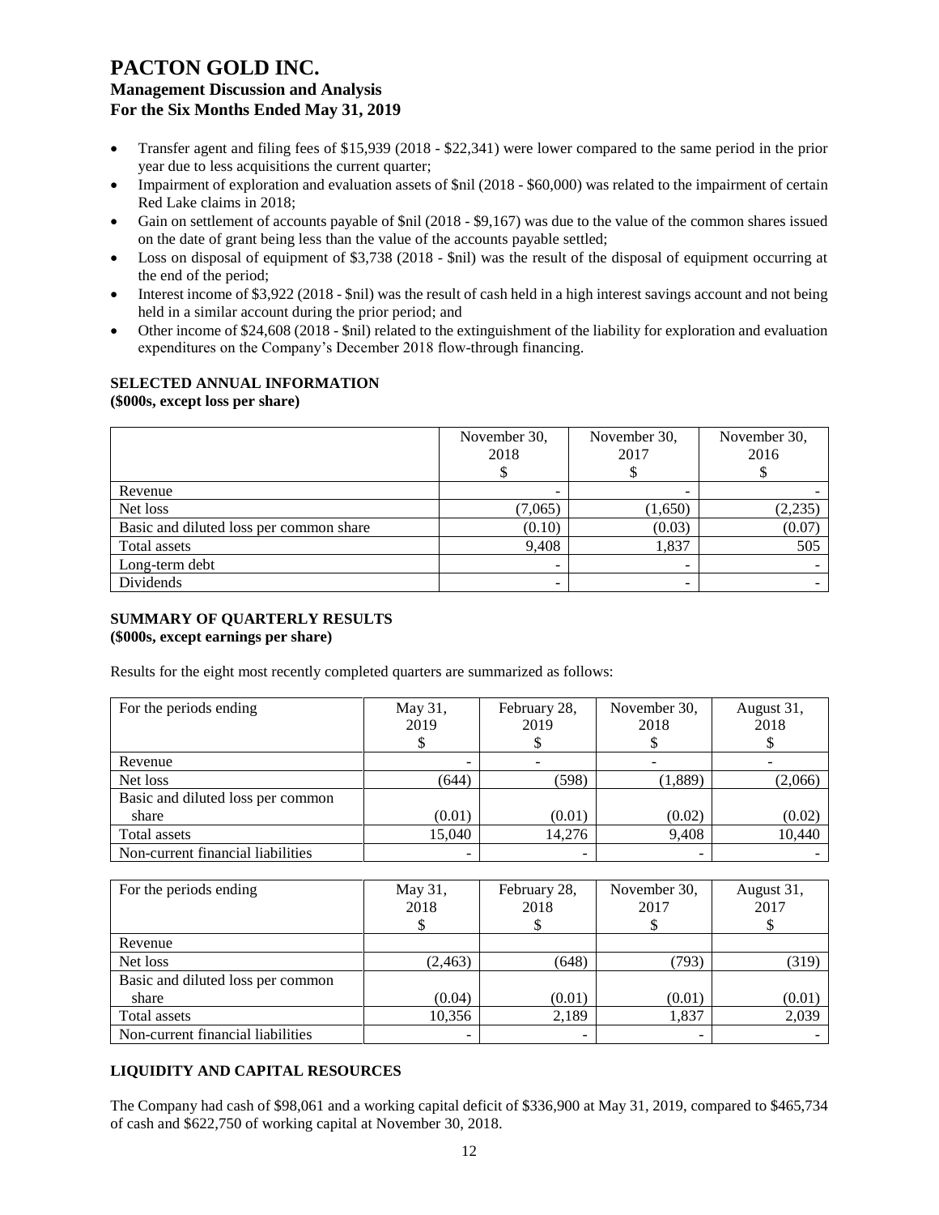- Transfer agent and filing fees of $15,939 (2018 - $22,341) were lower compared to the same period in the prior year due to less acquisitions the current quarter;
- Impairment of exploration and evaluation assets of $nil (2018 - $60,000) was related to the impairment of certain Red Lake claims in 2018;
- Gain on settlement of accounts payable of $nil (2018 - $9,167) was due to the value of the common shares issued on the date of grant being less than the value of the accounts payable settled;
- Loss on disposal of equipment of $3,738 (2018 - $nil) was the result of the disposal of equipment occurring at the end of the period;
- Interest income of $3,922 (2018 - $nil) was the result of cash held in a high interest savings account and not being held in a similar account during the prior period; and
- Other income of $24,608 (2018 - $nil) related to the extinguishment of the liability for exploration and evaluation expenditures on the Company's December 2018 flow-through financing.

## SELECTED ANNUAL INFORMATION

**($000s, except loss per share)**

| | November 30, 2018 $ | November 30, 2017 $ | November 30, 2016 $ |
|---|---|---|---|
| Revenue | - | - | - |
| Net loss | (7,065) | (1,650) | (2,235) |
| Basic and diluted loss per common share | (0.10) | (0.03) | (0.07) |
| Total assets | 9,408 | 1,837 | 505 |
| Long-term debt | - | - | - |
| Dividends | - | - | - |

## SUMMARY OF QUARTERLY RESULTS

**($000s, except earnings per share)**

Results for the eight most recently completed quarters are summarized as follows:

| For the periods ending | May 31, 2019 $ | February 28, 2019 $ | November 30, 2018 $ | August 31, 2018 $ |
|---|---|---|---|---|
| Revenue | - | - | - | - |
| Net loss | (644) | (598) | (1,889) | (2,066) |
| Basic and diluted loss per common share | (0.01) | (0.01) | (0.02) | (0.02) |
| Total assets | 15,040 | 14,276 | 9,408 | 10,440 |
| Non-current financial liabilities | - | - | - | - |

| For the periods ending | May 31, 2018 $ | February 28, 2018 $ | November 30, 2017 $ | August 31, 2017 $ |
|---|---|---|---|---|
| Revenue | | | | |
| Net loss | (2,463) | (648) | (793) | (319) |
| Basic and diluted loss per common share | (0.04) | (0.01) | (0.01) | (0.01) |
| Total assets | 10,356 | 2,189 | 1,837 | 2,039 |
| Non-current financial liabilities | - | - | - | - |

## LIQUIDITY AND CAPITAL RESOURCES

The Company had cash of $98,061 and a working capital deficit of $336,900 at May 31, 2019, compared to $465,734 of cash and $622,750 of working capital at November 30, 2018.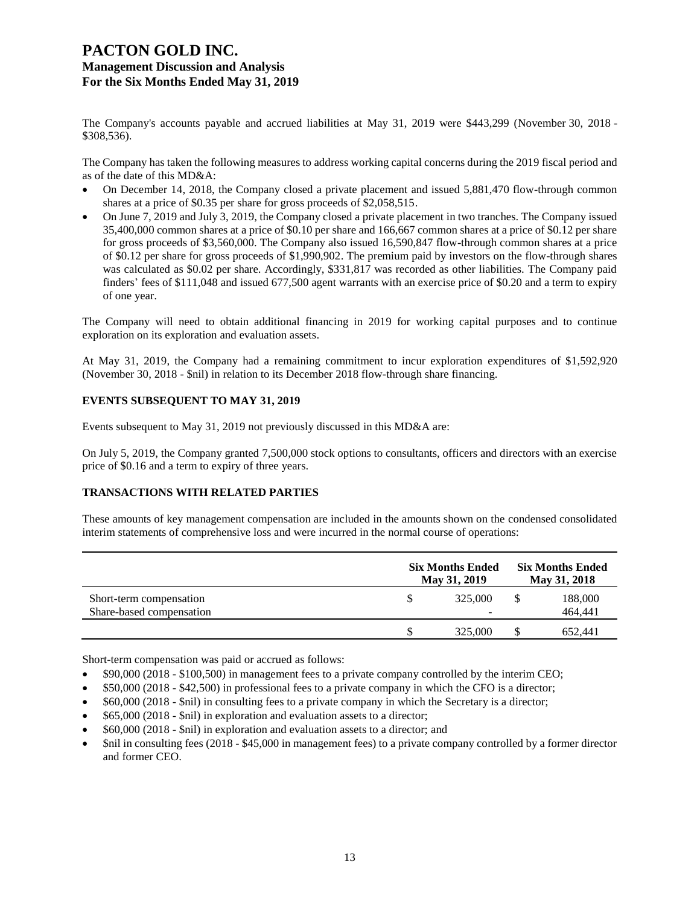The Company's accounts payable and accrued liabilities at May 31, 2019 were $443,299 (November 30, 2018 - $308,536).

The Company has taken the following measures to address working capital concerns during the 2019 fiscal period and as of the date of this MD&A:

- On December 14, 2018, the Company closed a private placement and issued 5,881,470 flow-through common shares at a price of $0.35 per share for gross proceeds of $2,058,515.
- On June 7, 2019 and July 3, 2019, the Company closed a private placement in two tranches. The Company issued 35,400,000 common shares at a price of $0.10 per share and 166,667 common shares at a price of $0.12 per share for gross proceeds of $3,560,000. The Company also issued 16,590,847 flow-through common shares at a price of $0.12 per share for gross proceeds of $1,990,902. The premium paid by investors on the flow-through shares was calculated as $0.02 per share. Accordingly, $331,817 was recorded as other liabilities. The Company paid finders' fees of $111,048 and issued 677,500 agent warrants with an exercise price of $0.20 and a term to expiry of one year.

The Company will need to obtain additional financing in 2019 for working capital purposes and to continue exploration on its exploration and evaluation assets.

At May 31, 2019, the Company had a remaining commitment to incur exploration expenditures of $1,592,920 (November 30, 2018 - $nil) in relation to its December 2018 flow-through share financing.

## EVENTS SUBSEQUENT TO MAY 31, 2019

Events subsequent to May 31, 2019 not previously discussed in this MD&A are:

On July 5, 2019, the Company granted 7,500,000 stock options to consultants, officers and directors with an exercise price of $0.16 and a term to expiry of three years.

## TRANSACTIONS WITH RELATED PARTIES

These amounts of key management compensation are included in the amounts shown on the condensed consolidated interim statements of comprehensive loss and were incurred in the normal course of operations:

| | Six Months Ended May 31, 2019 | Six Months Ended May 31, 2018 |
|---|---|---|
| Short-term compensation | $ 325,000 | $ 188,000 |
| Share-based compensation | - | 464,441 |
| | $ 325,000 | $ 652,441 |

Short-term compensation was paid or accrued as follows:

- $90,000 (2018 - $100,500) in management fees to a private company controlled by the interim CEO;
- $50,000 (2018 - $42,500) in professional fees to a private company in which the CFO is a director;
- $60,000 (2018 - $nil) in consulting fees to a private company in which the Secretary is a director;
- $65,000 (2018 - $nil) in exploration and evaluation assets to a director;
- $60,000 (2018 - $nil) in exploration and evaluation assets to a director; and
- $nil in consulting fees (2018 - $45,000 in management fees) to a private company controlled by a former director and former CEO.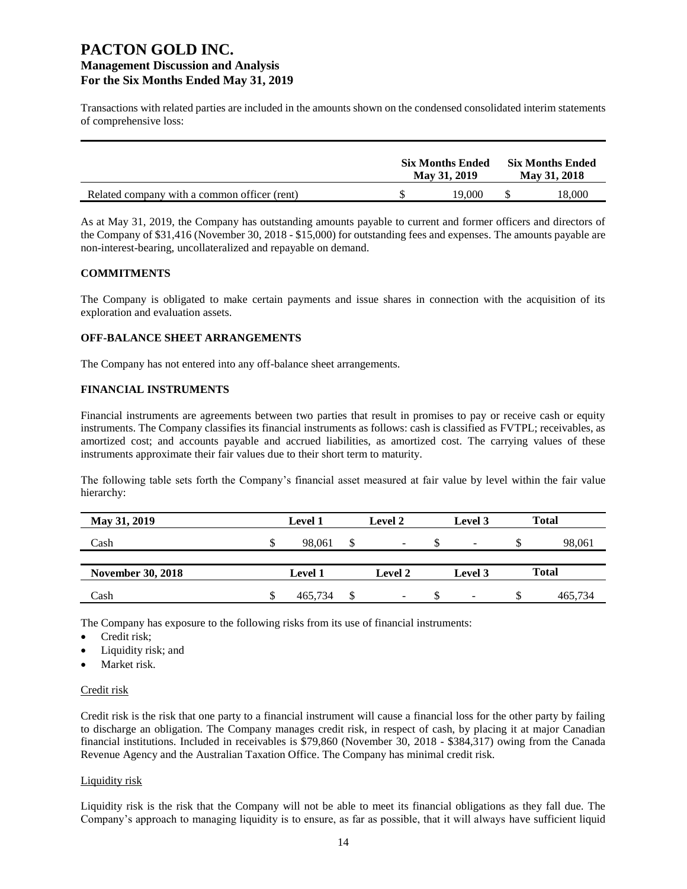Transactions with related parties are included in the amounts shown on the condensed consolidated interim statements of comprehensive loss:

| | Six Months Ended May 31, 2019 | Six Months Ended May 31, 2018 |
|---|---|---|
| Related company with a common officer (rent) | $ 19,000 | $ 18,000 |

As at May 31, 2019, the Company has outstanding amounts payable to current and former officers and directors of the Company of $31,416 (November 30, 2018 - $15,000) for outstanding fees and expenses. The amounts payable are non-interest-bearing, uncollateralized and repayable on demand.

## COMMITMENTS

The Company is obligated to make certain payments and issue shares in connection with the acquisition of its exploration and evaluation assets.

## OFF-BALANCE SHEET ARRANGEMENTS

The Company has not entered into any off-balance sheet arrangements.

## FINANCIAL INSTRUMENTS

Financial instruments are agreements between two parties that result in promises to pay or receive cash or equity instruments. The Company classifies its financial instruments as follows: cash is classified as FVTPL; receivables, as amortized cost; and accounts payable and accrued liabilities, as amortized cost. The carrying values of these instruments approximate their fair values due to their short term to maturity.

The following table sets forth the Company's financial asset measured at fair value by level within the fair value hierarchy:

| May 31, 2019 | Level 1 | Level 2 | Level 3 | Total |
|---|---|---|---|---|
| Cash | $ 98,061 | $ - | $ - | $ 98,061 |

| November 30, 2018 | Level 1 | Level 2 | Level 3 | Total |
|---|---|---|---|---|
| Cash | $ 465,734 | $ - | $ - | $ 465,734 |

The Company has exposure to the following risks from its use of financial instruments:

- Credit risk;
- Liquidity risk; and
- Market risk.

### Credit risk

Credit risk is the risk that one party to a financial instrument will cause a financial loss for the other party by failing to discharge an obligation. The Company manages credit risk, in respect of cash, by placing it at major Canadian financial institutions. Included in receivables is $79,860 (November 30, 2018 - $384,317) owing from the Canada Revenue Agency and the Australian Taxation Office. The Company has minimal credit risk.

### Liquidity risk

Liquidity risk is the risk that the Company will not be able to meet its financial obligations as they fall due. The Company's approach to managing liquidity is to ensure, as far as possible, that it will always have sufficient liquid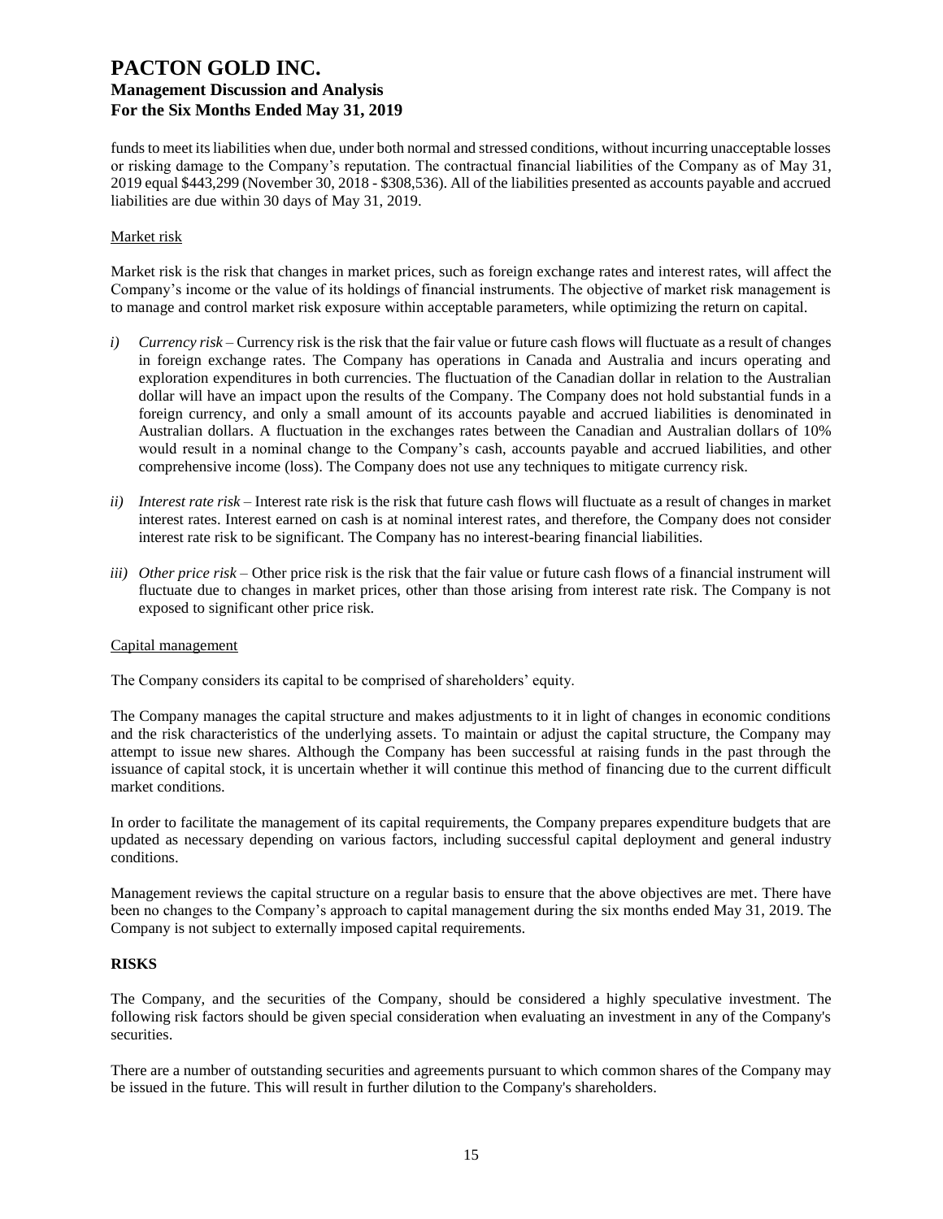funds to meet its liabilities when due, under both normal and stressed conditions, without incurring unacceptable losses or risking damage to the Company's reputation. The contractual financial liabilities of the Company as of May 31, 2019 equal $443,299 (November 30, 2018 - $308,536). All of the liabilities presented as accounts payable and accrued liabilities are due within 30 days of May 31, 2019.

Market risk

Market risk is the risk that changes in market prices, such as foreign exchange rates and interest rates, will affect the Company's income or the value of its holdings of financial instruments. The objective of market risk management is to manage and control market risk exposure within acceptable parameters, while optimizing the return on capital.

*i) Currency risk* – Currency risk is the risk that the fair value or future cash flows will fluctuate as a result of changes in foreign exchange rates. The Company has operations in Canada and Australia and incurs operating and exploration expenditures in both currencies. The fluctuation of the Canadian dollar in relation to the Australian dollar will have an impact upon the results of the Company. The Company does not hold substantial funds in a foreign currency, and only a small amount of its accounts payable and accrued liabilities is denominated in Australian dollars. A fluctuation in the exchanges rates between the Canadian and Australian dollars of 10% would result in a nominal change to the Company's cash, accounts payable and accrued liabilities, and other comprehensive income (loss). The Company does not use any techniques to mitigate currency risk.

*ii) Interest rate risk* – Interest rate risk is the risk that future cash flows will fluctuate as a result of changes in market interest rates. Interest earned on cash is at nominal interest rates, and therefore, the Company does not consider interest rate risk to be significant. The Company has no interest-bearing financial liabilities.

*iii) Other price risk* – Other price risk is the risk that the fair value or future cash flows of a financial instrument will fluctuate due to changes in market prices, other than those arising from interest rate risk. The Company is not exposed to significant other price risk.

Capital management

The Company considers its capital to be comprised of shareholders' equity.

The Company manages the capital structure and makes adjustments to it in light of changes in economic conditions and the risk characteristics of the underlying assets. To maintain or adjust the capital structure, the Company may attempt to issue new shares. Although the Company has been successful at raising funds in the past through the issuance of capital stock, it is uncertain whether it will continue this method of financing due to the current difficult market conditions.

In order to facilitate the management of its capital requirements, the Company prepares expenditure budgets that are updated as necessary depending on various factors, including successful capital deployment and general industry conditions.

Management reviews the capital structure on a regular basis to ensure that the above objectives are met. There have been no changes to the Company's approach to capital management during the six months ended May 31, 2019. The Company is not subject to externally imposed capital requirements.

## RISKS

The Company, and the securities of the Company, should be considered a highly speculative investment. The following risk factors should be given special consideration when evaluating an investment in any of the Company's securities.

There are a number of outstanding securities and agreements pursuant to which common shares of the Company may be issued in the future. This will result in further dilution to the Company's shareholders.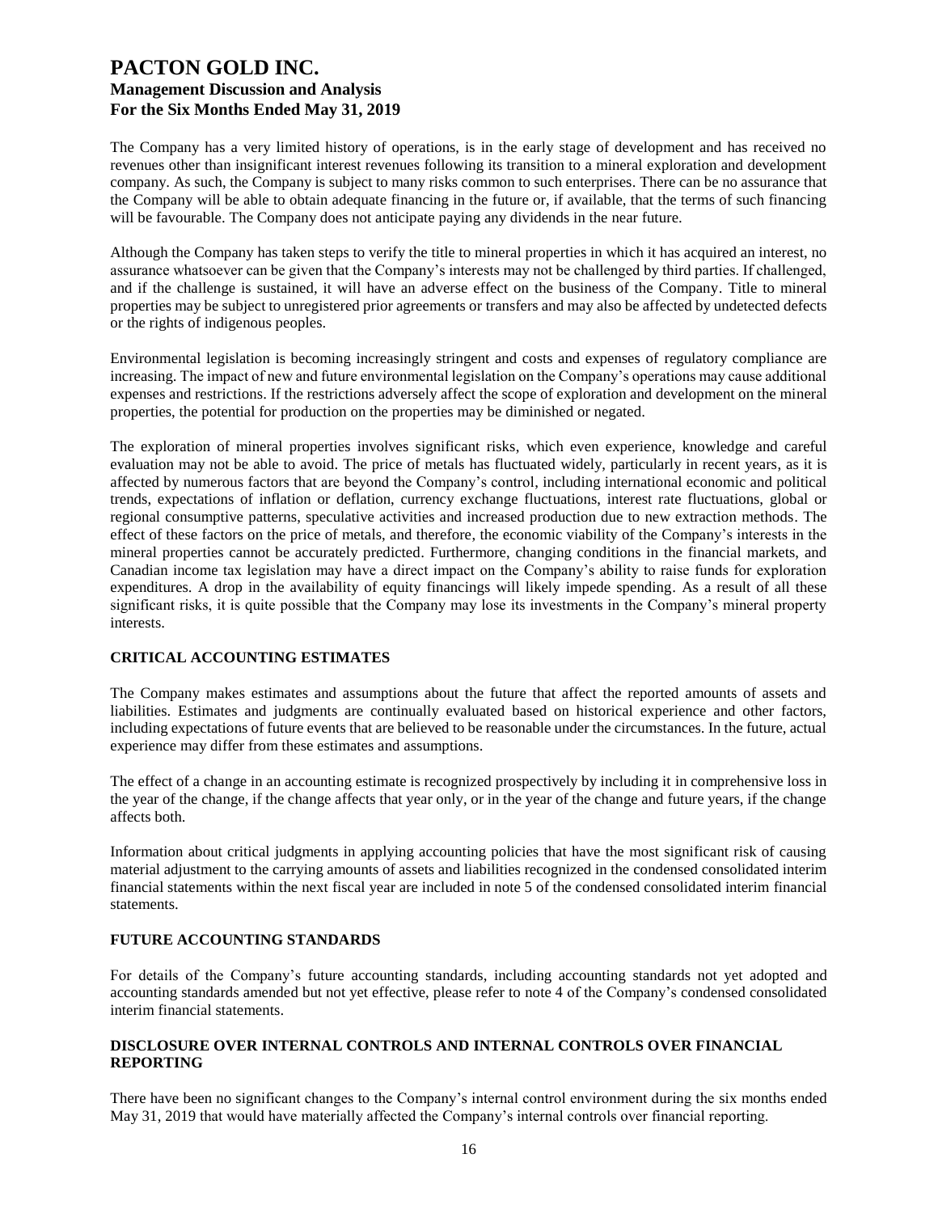The Company has a very limited history of operations, is in the early stage of development and has received no revenues other than insignificant interest revenues following its transition to a mineral exploration and development company. As such, the Company is subject to many risks common to such enterprises. There can be no assurance that the Company will be able to obtain adequate financing in the future or, if available, that the terms of such financing will be favourable. The Company does not anticipate paying any dividends in the near future.

Although the Company has taken steps to verify the title to mineral properties in which it has acquired an interest, no assurance whatsoever can be given that the Company's interests may not be challenged by third parties. If challenged, and if the challenge is sustained, it will have an adverse effect on the business of the Company. Title to mineral properties may be subject to unregistered prior agreements or transfers and may also be affected by undetected defects or the rights of indigenous peoples.

Environmental legislation is becoming increasingly stringent and costs and expenses of regulatory compliance are increasing. The impact of new and future environmental legislation on the Company's operations may cause additional expenses and restrictions. If the restrictions adversely affect the scope of exploration and development on the mineral properties, the potential for production on the properties may be diminished or negated.

The exploration of mineral properties involves significant risks, which even experience, knowledge and careful evaluation may not be able to avoid. The price of metals has fluctuated widely, particularly in recent years, as it is affected by numerous factors that are beyond the Company's control, including international economic and political trends, expectations of inflation or deflation, currency exchange fluctuations, interest rate fluctuations, global or regional consumptive patterns, speculative activities and increased production due to new extraction methods. The effect of these factors on the price of metals, and therefore, the economic viability of the Company's interests in the mineral properties cannot be accurately predicted. Furthermore, changing conditions in the financial markets, and Canadian income tax legislation may have a direct impact on the Company's ability to raise funds for exploration expenditures. A drop in the availability of equity financings will likely impede spending. As a result of all these significant risks, it is quite possible that the Company may lose its investments in the Company's mineral property interests.

## CRITICAL ACCOUNTING ESTIMATES

The Company makes estimates and assumptions about the future that affect the reported amounts of assets and liabilities. Estimates and judgments are continually evaluated based on historical experience and other factors, including expectations of future events that are believed to be reasonable under the circumstances. In the future, actual experience may differ from these estimates and assumptions.

The effect of a change in an accounting estimate is recognized prospectively by including it in comprehensive loss in the year of the change, if the change affects that year only, or in the year of the change and future years, if the change affects both.

Information about critical judgments in applying accounting policies that have the most significant risk of causing material adjustment to the carrying amounts of assets and liabilities recognized in the condensed consolidated interim financial statements within the next fiscal year are included in note 5 of the condensed consolidated interim financial statements.

## FUTURE ACCOUNTING STANDARDS

For details of the Company's future accounting standards, including accounting standards not yet adopted and accounting standards amended but not yet effective, please refer to note 4 of the Company's condensed consolidated interim financial statements.

## DISCLOSURE OVER INTERNAL CONTROLS AND INTERNAL CONTROLS OVER FINANCIAL REPORTING

There have been no significant changes to the Company's internal control environment during the six months ended May 31, 2019 that would have materially affected the Company's internal controls over financial reporting.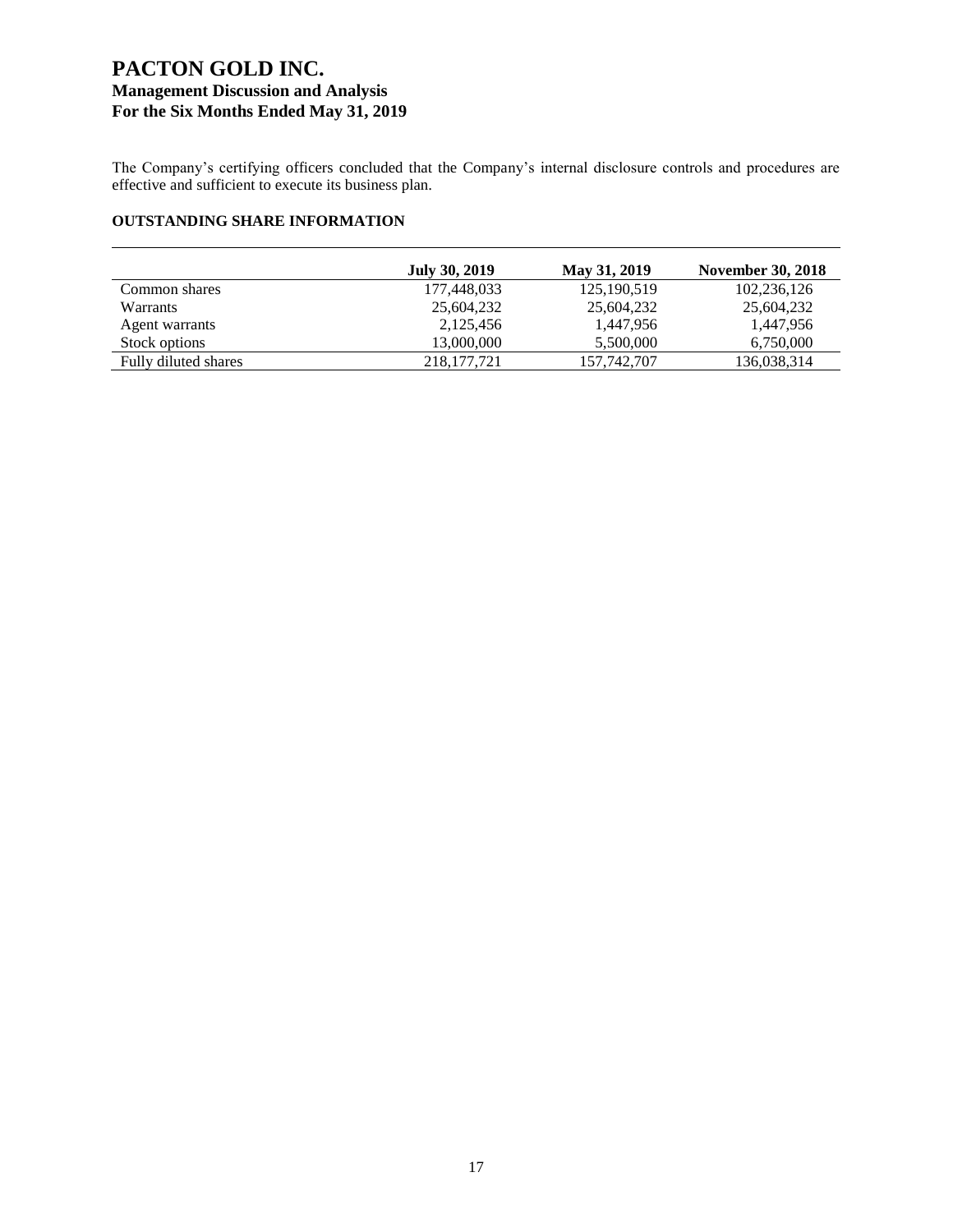The Company's certifying officers concluded that the Company's internal disclosure controls and procedures are effective and sufficient to execute its business plan.

**OUTSTANDING SHARE INFORMATION**

| | **July 30, 2019** | **May 31, 2019** | **November 30, 2018** |
|---|---|---|---|
| Common shares | 177,448,033 | 125,190,519 | 102,236,126 |
| Warrants | 25,604,232 | 25,604,232 | 25,604,232 |
| Agent warrants | 2,125,456 | 1,447,956 | 1,447,956 |
| Stock options | 13,000,000 | 5,500,000 | 6,750,000 |
| Fully diluted shares | 218,177,721 | 157,742,707 | 136,038,314 |